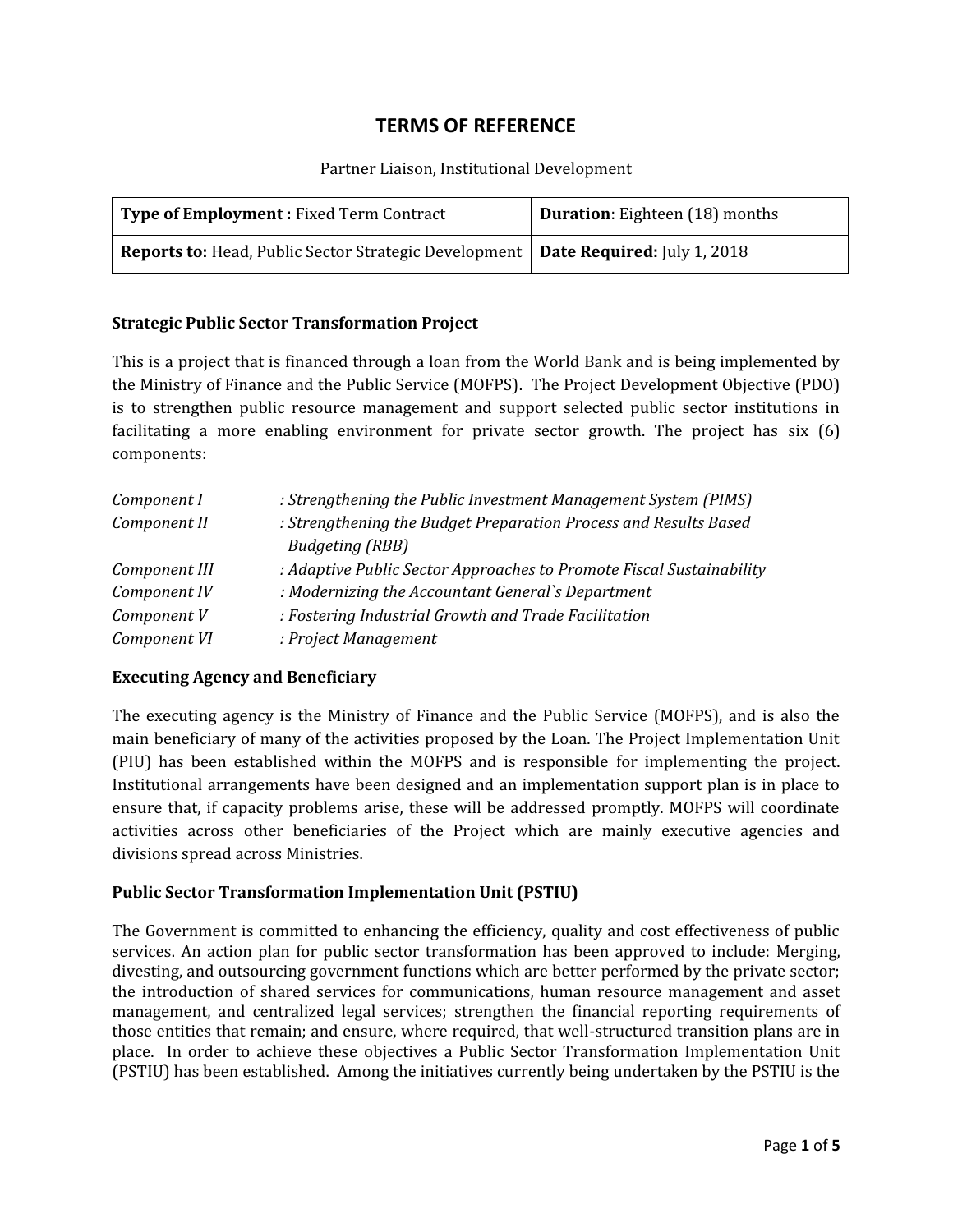# TERMS OF REFERENCE

Partner Liaison, Institutional Development

| **Type of Employment :** Fixed Term Contract | **Duration**: Eighteen (18) months |
| --- | --- |
| **Reports to:** Head, Public Sector Strategic Development | **Date Required:** July 1, 2018 |

### Strategic Public Sector Transformation Project

This is a project that is financed through a loan from the World Bank and is being implemented by the Ministry of Finance and the Public Service (MOFPS). The Project Development Objective (PDO) is to strengthen public resource management and support selected public sector institutions in facilitating a more enabling environment for private sector growth. The project has six (6) components:

*Component I : Strengthening the Public Investment Management System (PIMS)*
*Component II : Strengthening the Budget Preparation Process and Results Based Budgeting (RBB)*
*Component III : Adaptive Public Sector Approaches to Promote Fiscal Sustainability*
*Component IV : Modernizing the Accountant General`s Department*
*Component V : Fostering Industrial Growth and Trade Facilitation*
*Component VI : Project Management*

### Executing Agency and Beneficiary

The executing agency is the Ministry of Finance and the Public Service (MOFPS), and is also the main beneficiary of many of the activities proposed by the Loan. The Project Implementation Unit (PIU) has been established within the MOFPS and is responsible for implementing the project. Institutional arrangements have been designed and an implementation support plan is in place to ensure that, if capacity problems arise, these will be addressed promptly. MOFPS will coordinate activities across other beneficiaries of the Project which are mainly executive agencies and divisions spread across Ministries.

### Public Sector Transformation Implementation Unit (PSTIU)

The Government is committed to enhancing the efficiency, quality and cost effectiveness of public services. An action plan for public sector transformation has been approved to include: Merging, divesting, and outsourcing government functions which are better performed by the private sector; the introduction of shared services for communications, human resource management and asset management, and centralized legal services; strengthen the financial reporting requirements of those entities that remain; and ensure, where required, that well-structured transition plans are in place. In order to achieve these objectives a Public Sector Transformation Implementation Unit (PSTIU) has been established. Among the initiatives currently being undertaken by the PSTIU is the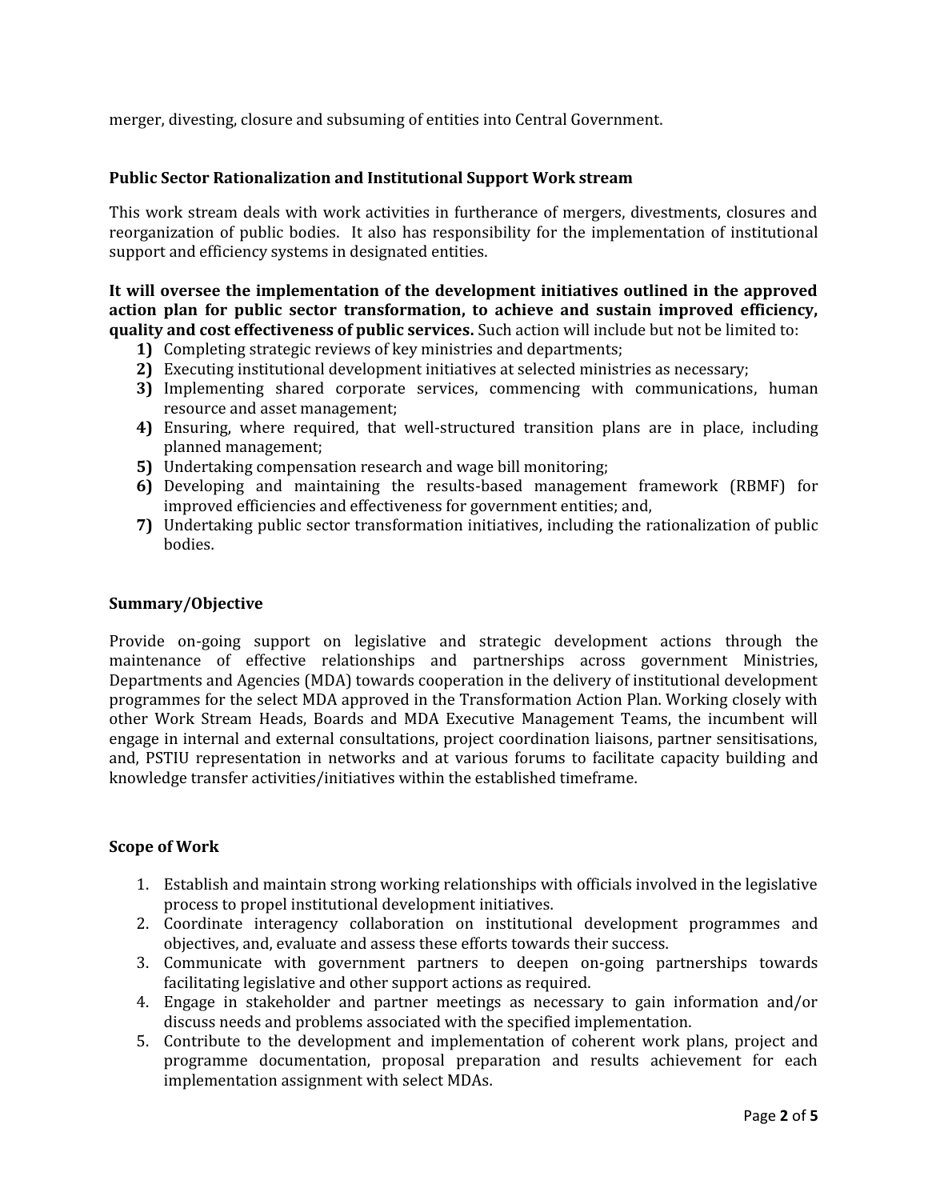merger, divesting, closure and subsuming of entities into Central Government.

### Public Sector Rationalization and Institutional Support Work stream

This work stream deals with work activities in furtherance of mergers, divestments, closures and reorganization of public bodies. It also has responsibility for the implementation of institutional support and efficiency systems in designated entities.

**It will oversee the implementation of the development initiatives outlined in the approved action plan for public sector transformation, to achieve and sustain improved efficiency, quality and cost effectiveness of public services.** Such action will include but not be limited to:

1) Completing strategic reviews of key ministries and departments;
2) Executing institutional development initiatives at selected ministries as necessary;
3) Implementing shared corporate services, commencing with communications, human resource and asset management;
4) Ensuring, where required, that well-structured transition plans are in place, including planned management;
5) Undertaking compensation research and wage bill monitoring;
6) Developing and maintaining the results-based management framework (RBMF) for improved efficiencies and effectiveness for government entities; and,
7) Undertaking public sector transformation initiatives, including the rationalization of public bodies.

### Summary/Objective

Provide on-going support on legislative and strategic development actions through the maintenance of effective relationships and partnerships across government Ministries, Departments and Agencies (MDA) towards cooperation in the delivery of institutional development programmes for the select MDA approved in the Transformation Action Plan. Working closely with other Work Stream Heads, Boards and MDA Executive Management Teams, the incumbent will engage in internal and external consultations, project coordination liaisons, partner sensitisations, and, PSTIU representation in networks and at various forums to facilitate capacity building and knowledge transfer activities/initiatives within the established timeframe.

### Scope of Work

1. Establish and maintain strong working relationships with officials involved in the legislative process to propel institutional development initiatives.
2. Coordinate interagency collaboration on institutional development programmes and objectives, and, evaluate and assess these efforts towards their success.
3. Communicate with government partners to deepen on-going partnerships towards facilitating legislative and other support actions as required.
4. Engage in stakeholder and partner meetings as necessary to gain information and/or discuss needs and problems associated with the specified implementation.
5. Contribute to the development and implementation of coherent work plans, project and programme documentation, proposal preparation and results achievement for each implementation assignment with select MDAs.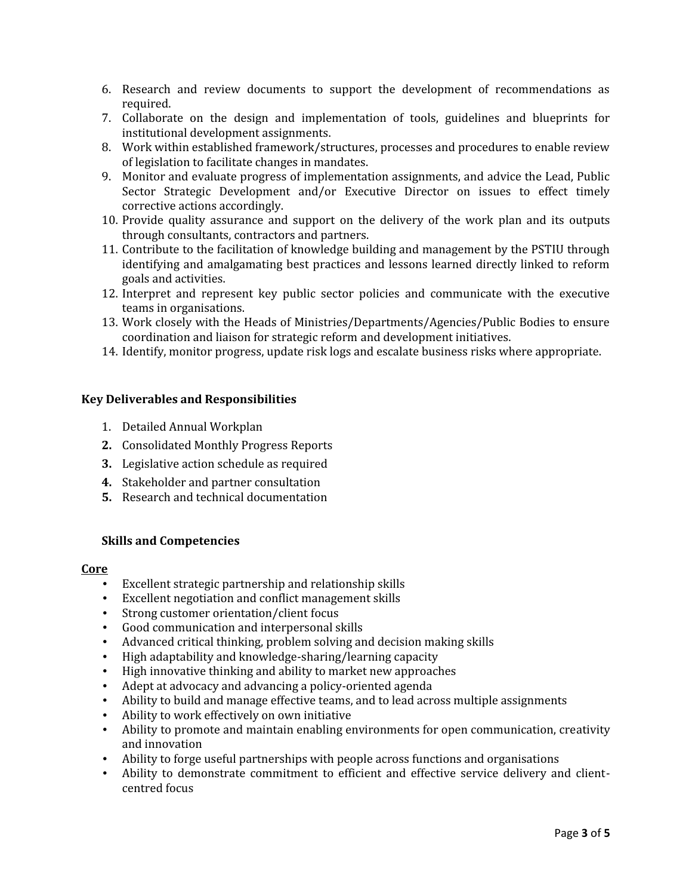6. Research and review documents to support the development of recommendations as required.
7. Collaborate on the design and implementation of tools, guidelines and blueprints for institutional development assignments.
8. Work within established framework/structures, processes and procedures to enable review of legislation to facilitate changes in mandates.
9. Monitor and evaluate progress of implementation assignments, and advice the Lead, Public Sector Strategic Development and/or Executive Director on issues to effect timely corrective actions accordingly.
10. Provide quality assurance and support on the delivery of the work plan and its outputs through consultants, contractors and partners.
11. Contribute to the facilitation of knowledge building and management by the PSTIU through identifying and amalgamating best practices and lessons learned directly linked to reform goals and activities.
12. Interpret and represent key public sector policies and communicate with the executive teams in organisations.
13. Work closely with the Heads of Ministries/Departments/Agencies/Public Bodies to ensure coordination and liaison for strategic reform and development initiatives.
14. Identify, monitor progress, update risk logs and escalate business risks where appropriate.

### Key Deliverables and Responsibilities

1. Detailed Annual Workplan
2. Consolidated Monthly Progress Reports
3. Legislative action schedule as required
4. Stakeholder and partner consultation
5. Research and technical documentation

### Skills and Competencies

**Core**

- Excellent strategic partnership and relationship skills
- Excellent negotiation and conflict management skills
- Strong customer orientation/client focus
- Good communication and interpersonal skills
- Advanced critical thinking, problem solving and decision making skills
- High adaptability and knowledge-sharing/learning capacity
- High innovative thinking and ability to market new approaches
- Adept at advocacy and advancing a policy-oriented agenda
- Ability to build and manage effective teams, and to lead across multiple assignments
- Ability to work effectively on own initiative
- Ability to promote and maintain enabling environments for open communication, creativity and innovation
- Ability to forge useful partnerships with people across functions and organisations
- Ability to demonstrate commitment to efficient and effective service delivery and client-centred focus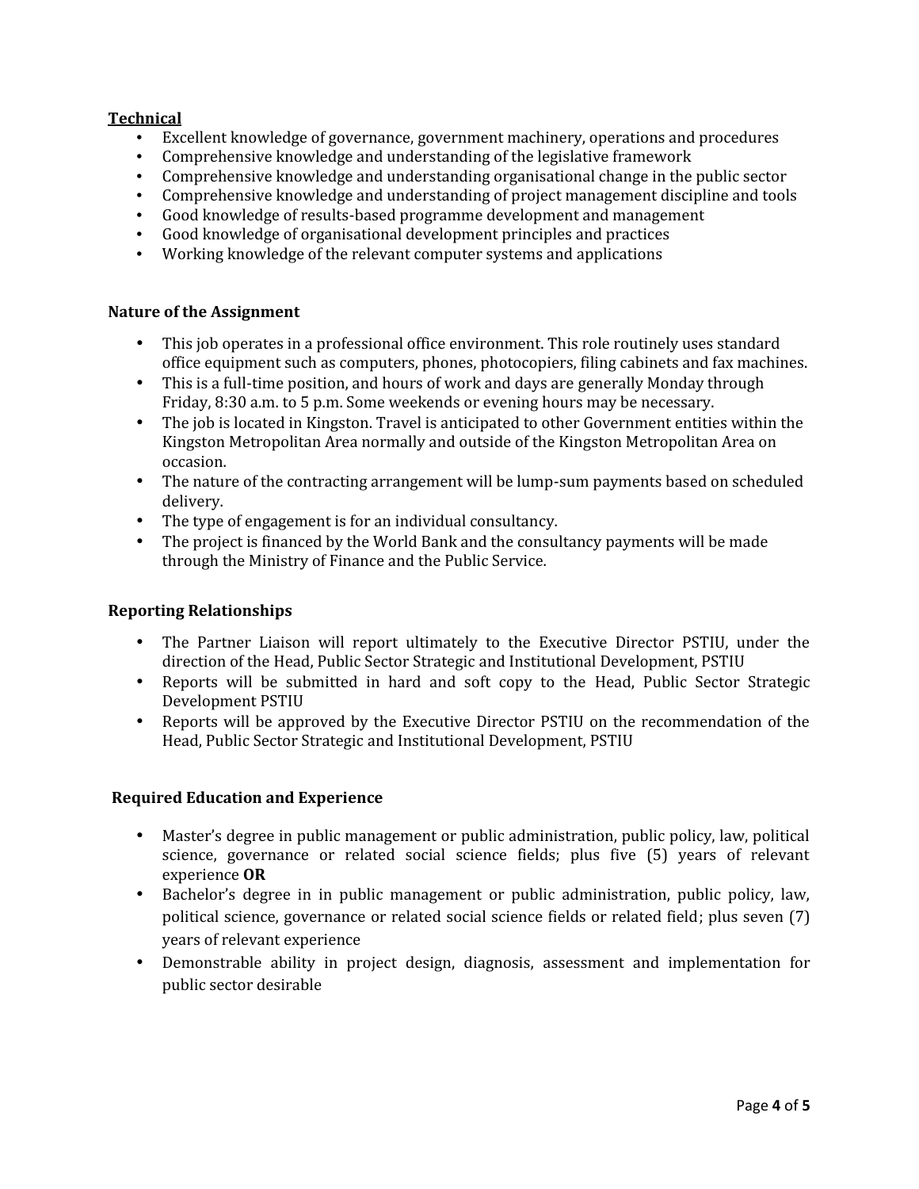**Technical**

- Excellent knowledge of governance, government machinery, operations and procedures
- Comprehensive knowledge and understanding of the legislative framework
- Comprehensive knowledge and understanding organisational change in the public sector
- Comprehensive knowledge and understanding of project management discipline and tools
- Good knowledge of results-based programme development and management
- Good knowledge of organisational development principles and practices
- Working knowledge of the relevant computer systems and applications

**Nature of the Assignment**

- This job operates in a professional office environment. This role routinely uses standard office equipment such as computers, phones, photocopiers, filing cabinets and fax machines.
- This is a full-time position, and hours of work and days are generally Monday through Friday, 8:30 a.m. to 5 p.m. Some weekends or evening hours may be necessary.
- The job is located in Kingston. Travel is anticipated to other Government entities within the Kingston Metropolitan Area normally and outside of the Kingston Metropolitan Area on occasion.
- The nature of the contracting arrangement will be lump-sum payments based on scheduled delivery.
- The type of engagement is for an individual consultancy.
- The project is financed by the World Bank and the consultancy payments will be made through the Ministry of Finance and the Public Service.

**Reporting Relationships**

- The Partner Liaison will report ultimately to the Executive Director PSTIU, under the direction of the Head, Public Sector Strategic and Institutional Development, PSTIU
- Reports will be submitted in hard and soft copy to the Head, Public Sector Strategic Development PSTIU
- Reports will be approved by the Executive Director PSTIU on the recommendation of the Head, Public Sector Strategic and Institutional Development, PSTIU

**Required Education and Experience**

- Master's degree in public management or public administration, public policy, law, political science, governance or related social science fields; plus five (5) years of relevant experience **OR**
- Bachelor's degree in in public management or public administration, public policy, law, political science, governance or related social science fields or related field; plus seven (7) years of relevant experience
- Demonstrable ability in project design, diagnosis, assessment and implementation for public sector desirable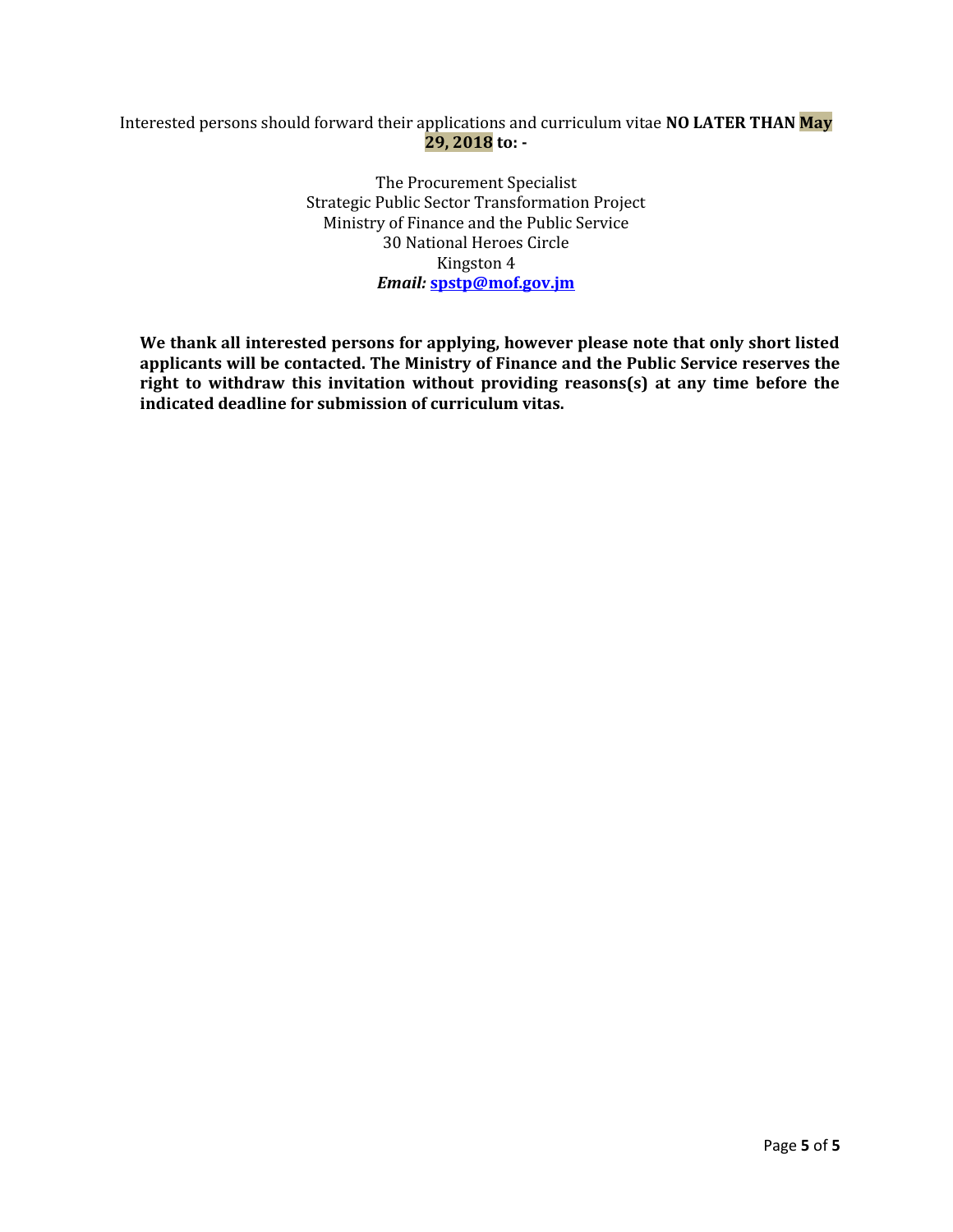Interested persons should forward their applications and curriculum vitae **NO LATER THAN May 29, 2018 to: -**

The Procurement Specialist
Strategic Public Sector Transformation Project
Ministry of Finance and the Public Service
30 National Heroes Circle
Kingston 4
***Email:*** **spstp@mof.gov.jm**

**We thank all interested persons for applying, however please note that only short listed applicants will be contacted. The Ministry of Finance and the Public Service reserves the right to withdraw this invitation without providing reasons(s) at any time before the indicated deadline for submission of curriculum vitas.**